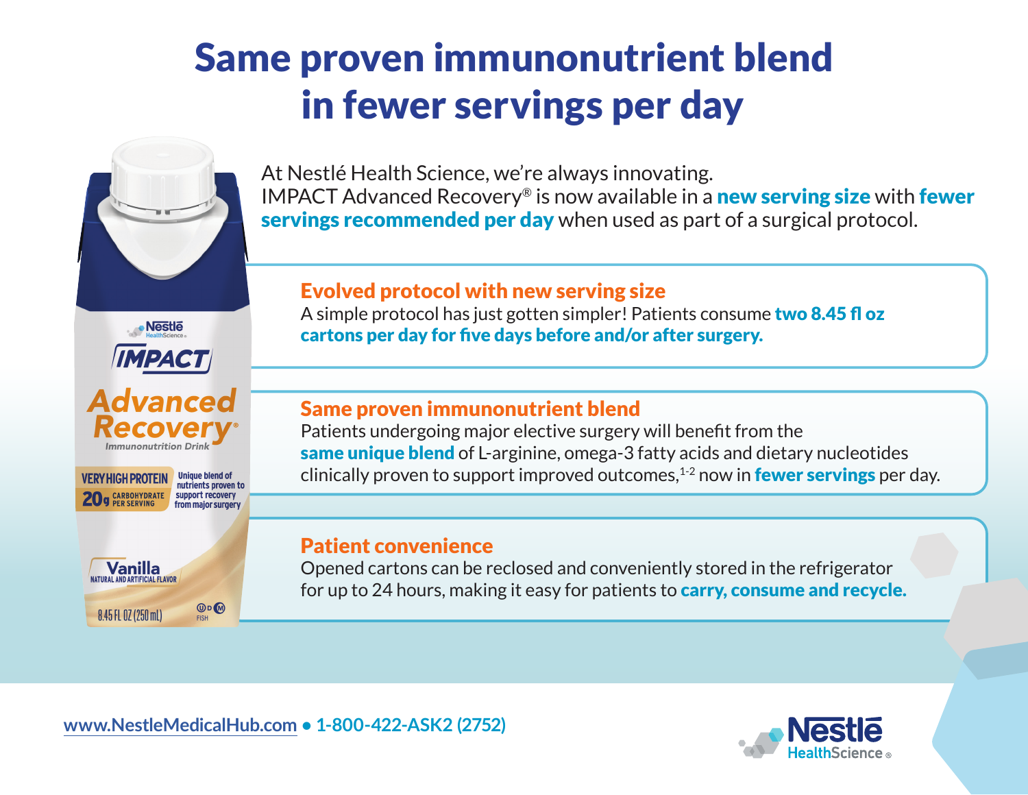# Same proven immunonutrient blend in fewer servings per day

At Nestlé Health Science, we're always innovating.
IMPACT Advanced Recovery® is now available in a **new serving size** with **fewer servings recommended per day** when used as part of a surgical protocol.

## Evolved protocol with new serving size

A simple protocol has just gotten simpler! Patients consume **two 8.45 fl oz cartons per day for five days before and/or after surgery.**

## Same proven immunonutrient blend

Patients undergoing major elective surgery will benefit from the **same unique blend** of L-arginine, omega-3 fatty acids and dietary nucleotides clinically proven to support improved outcomes,[1-2] now in **fewer servings** per day.

## Patient convenience

Opened cartons can be reclosed and conveniently stored in the refrigerator for up to 24 hours, making it easy for patients to **carry, consume and recycle.**

www.NestleMedicalHub.com • 1-800-422-ASK2 (2752)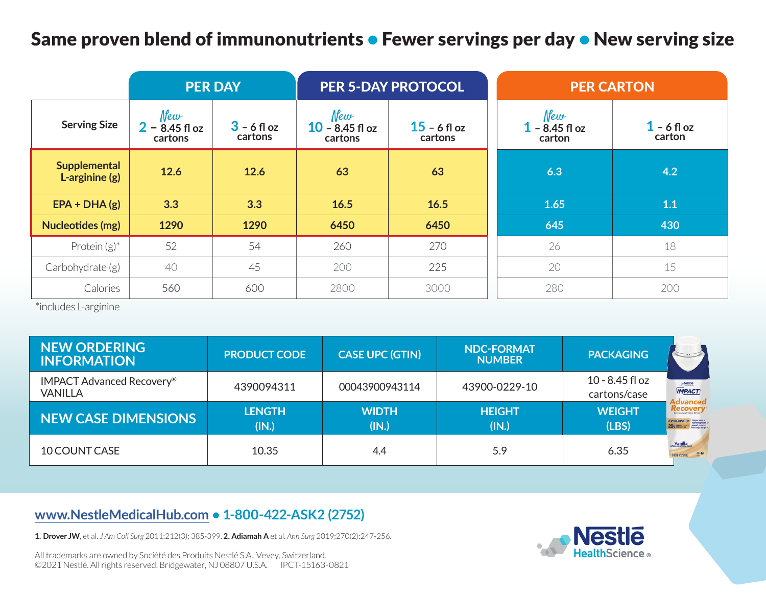# Same proven blend of immunonutrients • Fewer servings per day • New serving size

| | PER DAY | | PER 5-DAY PROTOCOL | | PER CARTON | |
|---|---|---|---|---|---|---|
| **Serving Size** | *New* 2 – 8.45 fl oz cartons | 3 – 6 fl oz cartons | *New* 10 – 8.45 fl oz cartons | 15 – 6 fl oz cartons | *New* 1 – 8.45 fl oz carton | 1 – 6 fl oz carton |
| **Supplemental L-arginine (g)** | **12.6** | **12.6** | **63** | **63** | **6.3** | **4.2** |
| **EPA + DHA (g)** | **3.3** | **3.3** | **16.5** | **16.5** | **1.65** | **1.1** |
| **Nucleotides (mg)** | **1290** | **1290** | **6450** | **6450** | **645** | **430** |
| Protein (g)* | 52 | 54 | 260 | 270 | 26 | 18 |
| Carbohydrate (g) | 40 | 45 | 200 | 225 | 20 | 15 |
| Calories | 560 | 600 | 2800 | 3000 | 280 | 200 |

*includes L-arginine

| NEW ORDERING INFORMATION | PRODUCT CODE | CASE UPC (GTIN) | NDC-FORMAT NUMBER | PACKAGING |
|---|---|---|---|---|
| IMPACT Advanced Recovery® VANILLA | 4390094311 | 00043900943114 | 43900-0229-10 | 10 - 8.45 fl oz cartons/case |
| **NEW CASE DIMENSIONS** | **LENGTH (IN.)** | **WIDTH (IN.)** | **HEIGHT (IN.)** | **WEIGHT (LBS)** |
| 10 COUNT CASE | 10.35 | 4.4 | 5.9 | 6.35 |

**www.NestleMedicalHub.com • 1-800-422-ASK2 (2752)**

**1. Drover JW**, et al. *J Am Coll Surg* 2011:212(3); 385-399. **2. Adiamah A** et al. *Ann Surg* 2019;270(2):247-256.

All trademarks are owned by Société des Produits Nestlé S.A., Vevey, Switzerland.
©2021 Nestlé. All rights reserved. Bridgewater, NJ 08807 U.S.A. IPCT-15163-0821

Nestlé HealthScience®